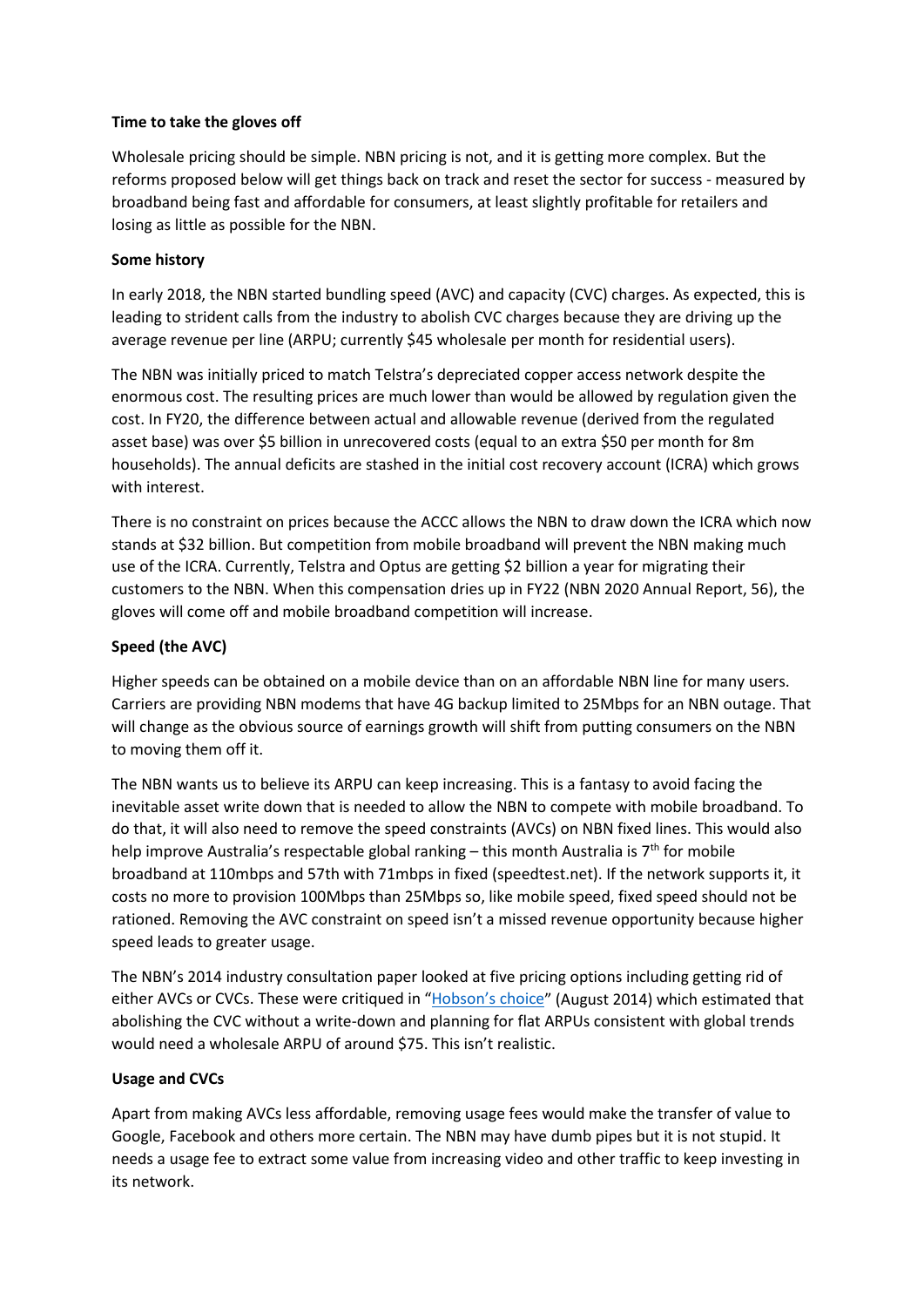**Time to take the gloves off**

Wholesale pricing should be simple. NBN pricing is not, and it is getting more complex. But the reforms proposed below will get things back on track and reset the sector for success - measured by broadband being fast and affordable for consumers, at least slightly profitable for retailers and losing as little as possible for the NBN.

**Some history**

In early 2018, the NBN started bundling speed (AVC) and capacity (CVC) charges. As expected, this is leading to strident calls from the industry to abolish CVC charges because they are driving up the average revenue per line (ARPU; currently $45 wholesale per month for residential users).

The NBN was initially priced to match Telstra's depreciated copper access network despite the enormous cost. The resulting prices are much lower than would be allowed by regulation given the cost. In FY20, the difference between actual and allowable revenue (derived from the regulated asset base) was over $5 billion in unrecovered costs (equal to an extra $50 per month for 8m households). The annual deficits are stashed in the initial cost recovery account (ICRA) which grows with interest.

There is no constraint on prices because the ACCC allows the NBN to draw down the ICRA which now stands at $32 billion. But competition from mobile broadband will prevent the NBN making much use of the ICRA. Currently, Telstra and Optus are getting $2 billion a year for migrating their customers to the NBN. When this compensation dries up in FY22 (NBN 2020 Annual Report, 56), the gloves will come off and mobile broadband competition will increase.

**Speed (the AVC)**

Higher speeds can be obtained on a mobile device than on an affordable NBN line for many users. Carriers are providing NBN modems that have 4G backup limited to 25Mbps for an NBN outage. That will change as the obvious source of earnings growth will shift from putting consumers on the NBN to moving them off it.

The NBN wants us to believe its ARPU can keep increasing. This is a fantasy to avoid facing the inevitable asset write down that is needed to allow the NBN to compete with mobile broadband. To do that, it will also need to remove the speed constraints (AVCs) on NBN fixed lines. This would also help improve Australia's respectable global ranking – this month Australia is 7th for mobile broadband at 110mbps and 57th with 71mbps in fixed (speedtest.net). If the network supports it, it costs no more to provision 100Mbps than 25Mbps so, like mobile speed, fixed speed should not be rationed. Removing the AVC constraint on speed isn't a missed revenue opportunity because higher speed leads to greater usage.

The NBN's 2014 industry consultation paper looked at five pricing options including getting rid of either AVCs or CVCs. These were critiqued in "Hobson's choice" (August 2014) which estimated that abolishing the CVC without a write-down and planning for flat ARPUs consistent with global trends would need a wholesale ARPU of around $75. This isn't realistic.

**Usage and CVCs**

Apart from making AVCs less affordable, removing usage fees would make the transfer of value to Google, Facebook and others more certain. The NBN may have dumb pipes but it is not stupid. It needs a usage fee to extract some value from increasing video and other traffic to keep investing in its network.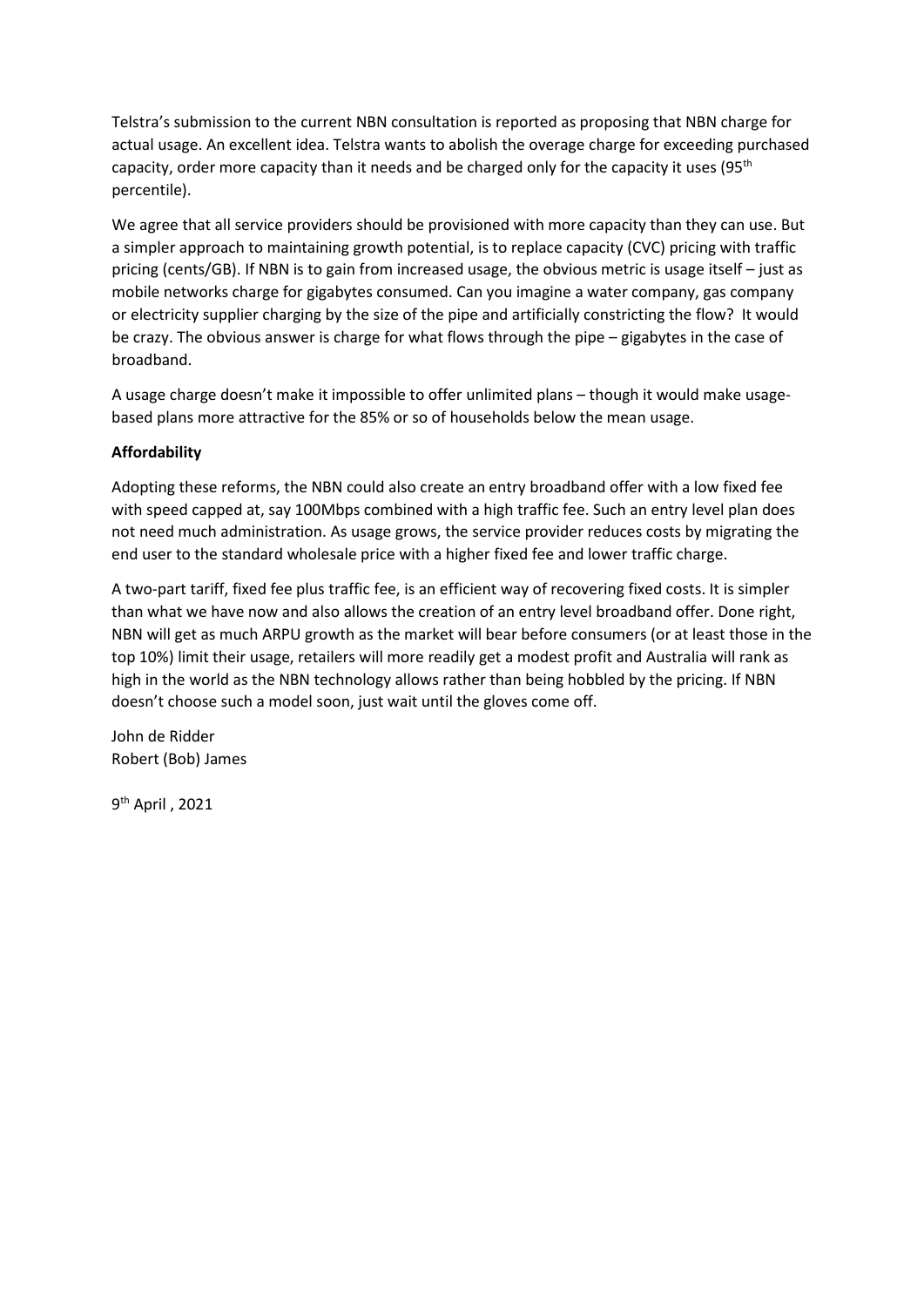Telstra's submission to the current NBN consultation is reported as proposing that NBN charge for actual usage. An excellent idea. Telstra wants to abolish the overage charge for exceeding purchased capacity, order more capacity than it needs and be charged only for the capacity it uses (95th percentile).

We agree that all service providers should be provisioned with more capacity than they can use. But a simpler approach to maintaining growth potential, is to replace capacity (CVC) pricing with traffic pricing (cents/GB). If NBN is to gain from increased usage, the obvious metric is usage itself – just as mobile networks charge for gigabytes consumed. Can you imagine a water company, gas company or electricity supplier charging by the size of the pipe and artificially constricting the flow? It would be crazy. The obvious answer is charge for what flows through the pipe – gigabytes in the case of broadband.

A usage charge doesn't make it impossible to offer unlimited plans – though it would make usage-based plans more attractive for the 85% or so of households below the mean usage.

**Affordability**

Adopting these reforms, the NBN could also create an entry broadband offer with a low fixed fee with speed capped at, say 100Mbps combined with a high traffic fee. Such an entry level plan does not need much administration. As usage grows, the service provider reduces costs by migrating the end user to the standard wholesale price with a higher fixed fee and lower traffic charge.

A two-part tariff, fixed fee plus traffic fee, is an efficient way of recovering fixed costs. It is simpler than what we have now and also allows the creation of an entry level broadband offer. Done right, NBN will get as much ARPU growth as the market will bear before consumers (or at least those in the top 10%) limit their usage, retailers will more readily get a modest profit and Australia will rank as high in the world as the NBN technology allows rather than being hobbled by the pricing. If NBN doesn't choose such a model soon, just wait until the gloves come off.

John de Ridder
Robert (Bob) James

9th April , 2021